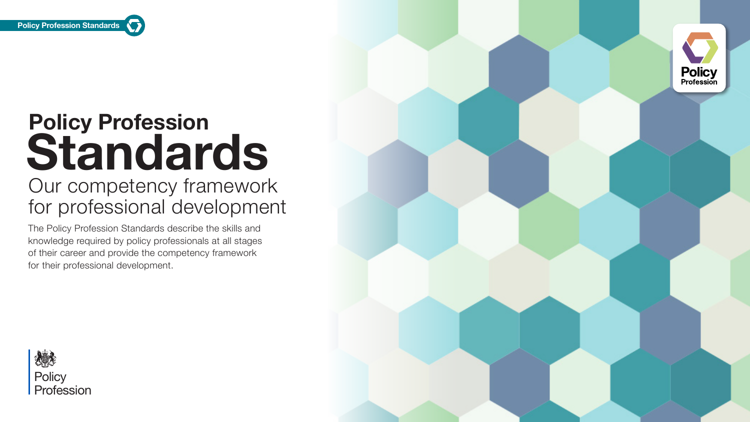# Policy Profession Standards

## Our competency framework for professional development

The Policy Profession Standards describe the skills and knowledge required by policy professionals at all stages of their career and provide the competency framework for their professional development.

Policy Profession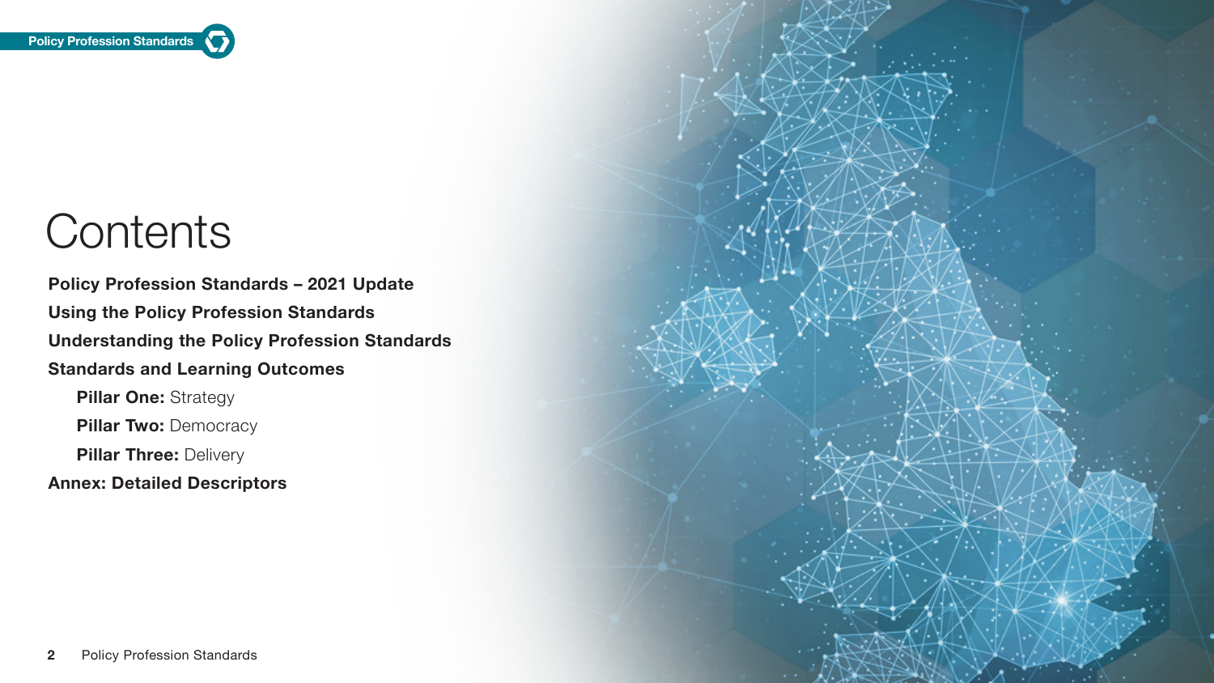# Contents

**Policy Profession Standards – 2021 Update**

**Using the Policy Profession Standards**

**Understanding the Policy Profession Standards**

**Standards and Learning Outcomes**

- **Pillar One:** Strategy
- **Pillar Two:** Democracy
- **Pillar Three:** Delivery

**Annex: Detailed Descriptors**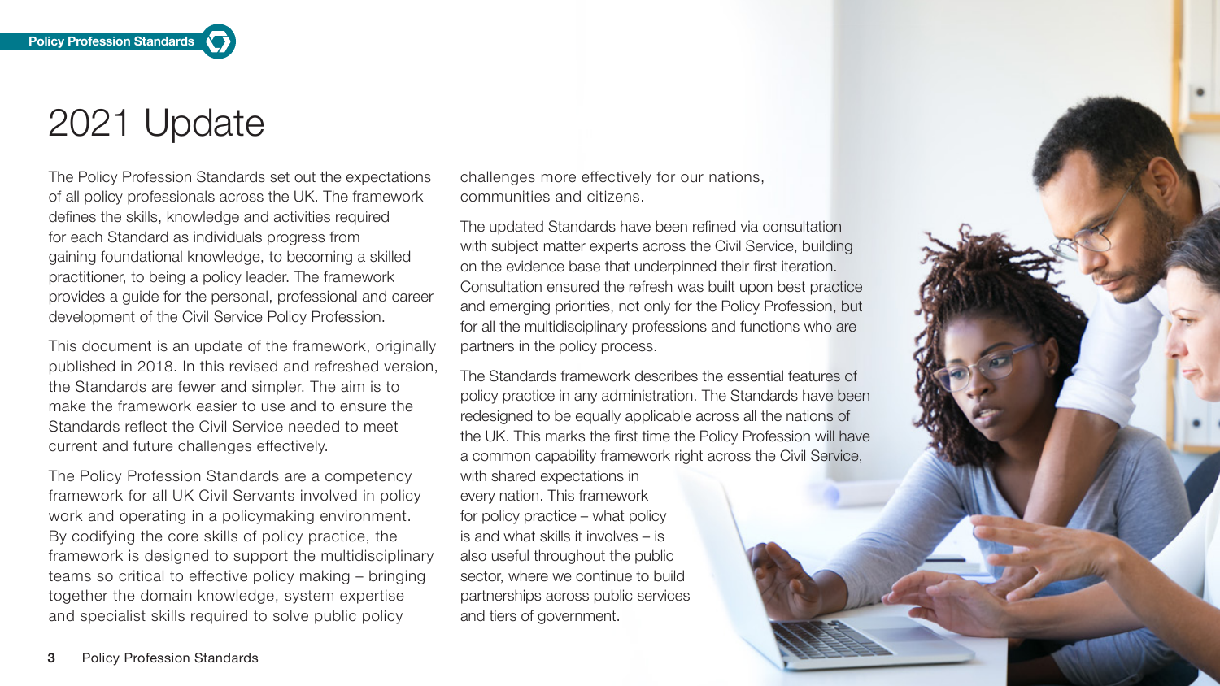# 2021 Update

The Policy Profession Standards set out the expectations of all policy professionals across the UK. The framework defines the skills, knowledge and activities required for each Standard as individuals progress from gaining foundational knowledge, to becoming a skilled practitioner, to being a policy leader. The framework provides a guide for the personal, professional and career development of the Civil Service Policy Profession.

This document is an update of the framework, originally published in 2018. In this revised and refreshed version, the Standards are fewer and simpler. The aim is to make the framework easier to use and to ensure the Standards reflect the Civil Service needed to meet current and future challenges effectively.

The Policy Profession Standards are a competency framework for all UK Civil Servants involved in policy work and operating in a policymaking environment. By codifying the core skills of policy practice, the framework is designed to support the multidisciplinary teams so critical to effective policy making – bringing together the domain knowledge, system expertise and specialist skills required to solve public policy challenges more effectively for our nations, communities and citizens.

The updated Standards have been refined via consultation with subject matter experts across the Civil Service, building on the evidence base that underpinned their first iteration. Consultation ensured the refresh was built upon best practice and emerging priorities, not only for the Policy Profession, but for all the multidisciplinary professions and functions who are partners in the policy process.

The Standards framework describes the essential features of policy practice in any administration. The Standards have been redesigned to be equally applicable across all the nations of the UK. This marks the first time the Policy Profession will have a common capability framework right across the Civil Service, with shared expectations in every nation. This framework for policy practice – what policy is and what skills it involves – is also useful throughout the public sector, where we continue to build partnerships across public services and tiers of government.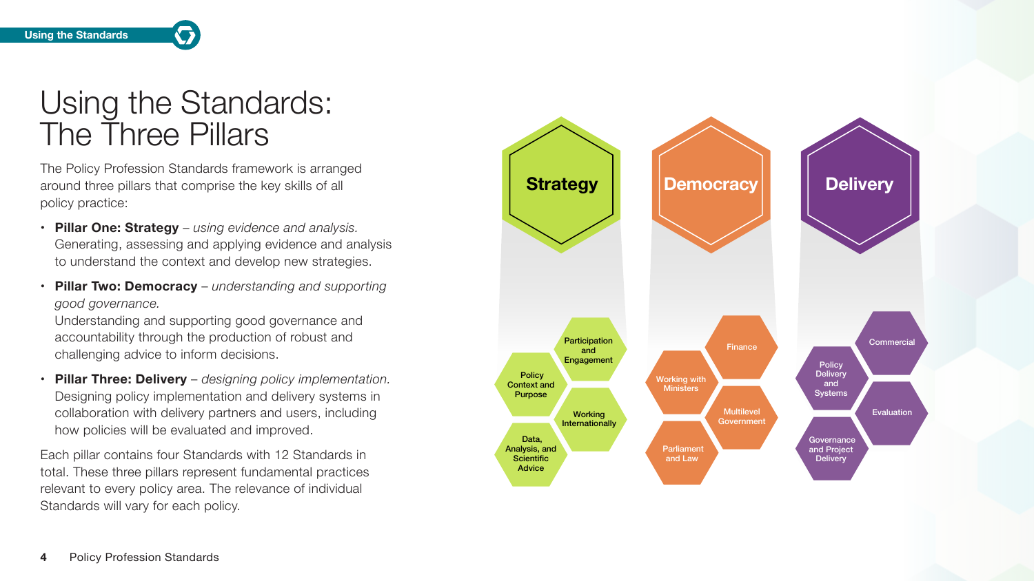# Using the Standards: The Three Pillars

The Policy Profession Standards framework is arranged around three pillars that comprise the key skills of all policy practice:

- **Pillar One: Strategy** – *using evidence and analysis.* Generating, assessing and applying evidence and analysis to understand the context and develop new strategies.
- **Pillar Two: Democracy** – *understanding and supporting good governance.* Understanding and supporting good governance and accountability through the production of robust and challenging advice to inform decisions.
- **Pillar Three: Delivery** – *designing policy implementation.* Designing policy implementation and delivery systems in collaboration with delivery partners and users, including how policies will be evaluated and improved.

Each pillar contains four Standards with 12 Standards in total. These three pillars represent fundamental practices relevant to every policy area. The relevance of individual Standards will vary for each policy.

**Strategy**
- Policy Context and Purpose
- Participation and Engagement
- Working Internationally
- Data, Analysis, and Scientific Advice

**Democracy**
- Working with Ministers
- Finance
- Multilevel Government
- Parliament and Law

**Delivery**
- Policy Delivery and Systems
- Commercial
- Evaluation
- Governance and Project Delivery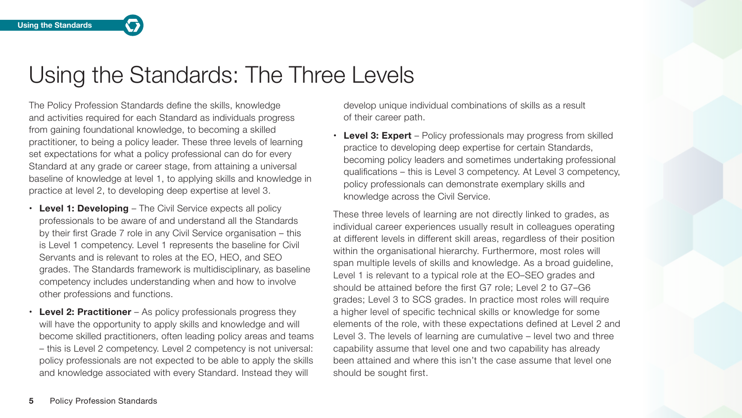# Using the Standards: The Three Levels

The Policy Profession Standards define the skills, knowledge and activities required for each Standard as individuals progress from gaining foundational knowledge, to becoming a skilled practitioner, to being a policy leader. These three levels of learning set expectations for what a policy professional can do for every Standard at any grade or career stage, from attaining a universal baseline of knowledge at level 1, to applying skills and knowledge in practice at level 2, to developing deep expertise at level 3.

- **Level 1: Developing** – The Civil Service expects all policy professionals to be aware of and understand all the Standards by their first Grade 7 role in any Civil Service organisation – this is Level 1 competency. Level 1 represents the baseline for Civil Servants and is relevant to roles at the EO, HEO, and SEO grades. The Standards framework is multidisciplinary, as baseline competency includes understanding when and how to involve other professions and functions.
- **Level 2: Practitioner** – As policy professionals progress they will have the opportunity to apply skills and knowledge and will become skilled practitioners, often leading policy areas and teams – this is Level 2 competency. Level 2 competency is not universal: policy professionals are not expected to be able to apply the skills and knowledge associated with every Standard. Instead they will develop unique individual combinations of skills as a result of their career path.
- **Level 3: Expert** – Policy professionals may progress from skilled practice to developing deep expertise for certain Standards, becoming policy leaders and sometimes undertaking professional qualifications – this is Level 3 competency. At Level 3 competency, policy professionals can demonstrate exemplary skills and knowledge across the Civil Service.

These three levels of learning are not directly linked to grades, as individual career experiences usually result in colleagues operating at different levels in different skill areas, regardless of their position within the organisational hierarchy. Furthermore, most roles will span multiple levels of skills and knowledge. As a broad guideline, Level 1 is relevant to a typical role at the EO–SEO grades and should be attained before the first G7 role; Level 2 to G7–G6 grades; Level 3 to SCS grades. In practice most roles will require a higher level of specific technical skills or knowledge for some elements of the role, with these expectations defined at Level 2 and Level 3. The levels of learning are cumulative – level two and three capability assume that level one and two capability has already been attained and where this isn't the case assume that level one should be sought first.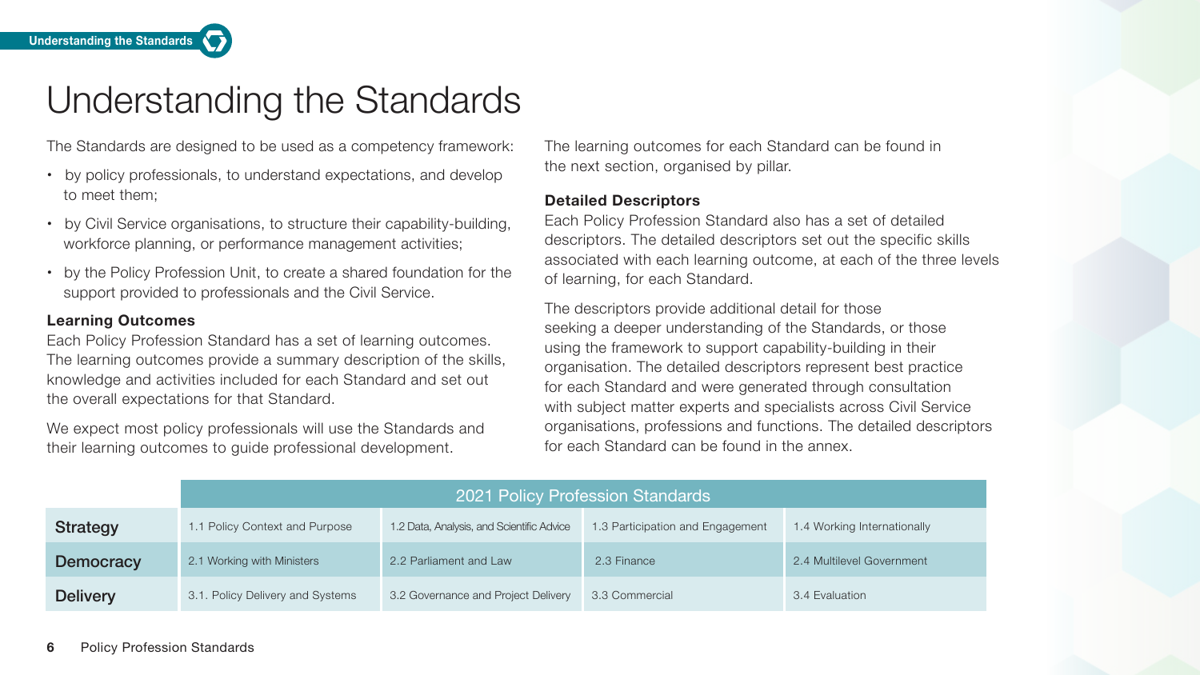# Understanding the Standards

The Standards are designed to be used as a competency framework:

- by policy professionals, to understand expectations, and develop to meet them;
- by Civil Service organisations, to structure their capability-building, workforce planning, or performance management activities;
- by the Policy Profession Unit, to create a shared foundation for the support provided to professionals and the Civil Service.

**Learning Outcomes**

Each Policy Profession Standard has a set of learning outcomes. The learning outcomes provide a summary description of the skills, knowledge and activities included for each Standard and set out the overall expectations for that Standard.

We expect most policy professionals will use the Standards and their learning outcomes to guide professional development.

The learning outcomes for each Standard can be found in the next section, organised by pillar.

**Detailed Descriptors**

Each Policy Profession Standard also has a set of detailed descriptors. The detailed descriptors set out the specific skills associated with each learning outcome, at each of the three levels of learning, for each Standard.

The descriptors provide additional detail for those seeking a deeper understanding of the Standards, or those using the framework to support capability-building in their organisation. The detailed descriptors represent best practice for each Standard and were generated through consultation with subject matter experts and specialists across Civil Service organisations, professions and functions. The detailed descriptors for each Standard can be found in the annex.

| | 2021 Policy Profession Standards | | | |
|---|---|---|---|---|
| **Strategy** | 1.1 Policy Context and Purpose | 1.2 Data, Analysis, and Scientific Advice | 1.3 Participation and Engagement | 1.4 Working Internationally |
| **Democracy** | 2.1 Working with Ministers | 2.2 Parliament and Law | 2.3 Finance | 2.4 Multilevel Government |
| **Delivery** | 3.1. Policy Delivery and Systems | 3.2 Governance and Project Delivery | 3.3 Commercial | 3.4 Evaluation |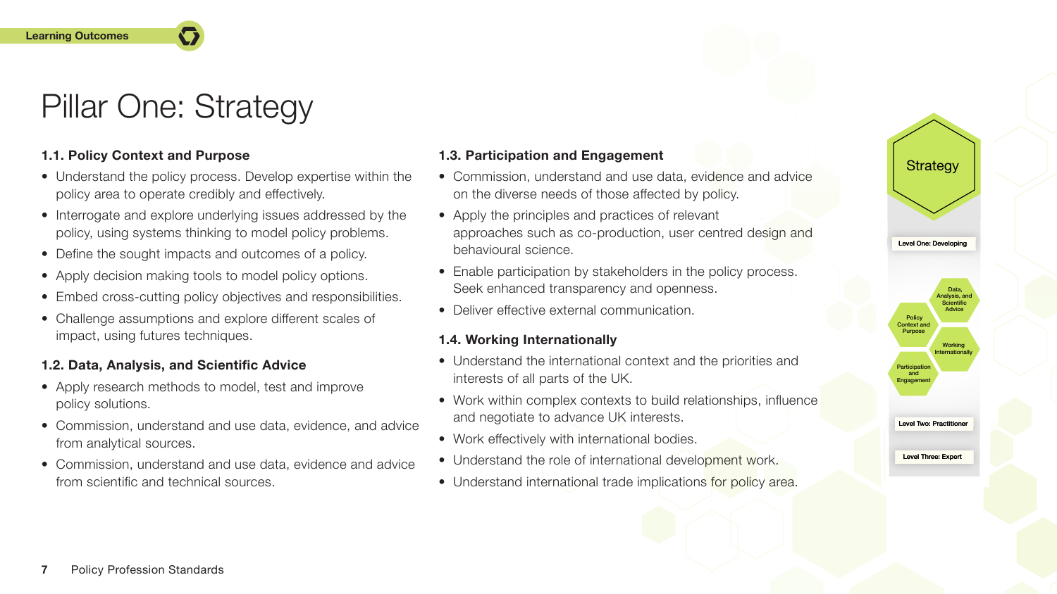# Pillar One: Strategy

### 1.1. Policy Context and Purpose

- Understand the policy process. Develop expertise within the policy area to operate credibly and effectively.
- Interrogate and explore underlying issues addressed by the policy, using systems thinking to model policy problems.
- Define the sought impacts and outcomes of a policy.
- Apply decision making tools to model policy options.
- Embed cross-cutting policy objectives and responsibilities.
- Challenge assumptions and explore different scales of impact, using futures techniques.

### 1.2. Data, Analysis, and Scientific Advice

- Apply research methods to model, test and improve policy solutions.
- Commission, understand and use data, evidence, and advice from analytical sources.
- Commission, understand and use data, evidence and advice from scientific and technical sources.

### 1.3. Participation and Engagement

- Commission, understand and use data, evidence and advice on the diverse needs of those affected by policy.
- Apply the principles and practices of relevant approaches such as co-production, user centred design and behavioural science.
- Enable participation by stakeholders in the policy process. Seek enhanced transparency and openness.
- Deliver effective external communication.

### 1.4. Working Internationally

- Understand the international context and the priorities and interests of all parts of the UK.
- Work within complex contexts to build relationships, influence and negotiate to advance UK interests.
- Work effectively with international bodies.
- Understand the role of international development work.
- Understand international trade implications for policy area.

Strategy

Level One: Developing

Policy Context and Purpose

Data, Analysis, and Scientific Advice

Working Internationally

Participation and Engagement

Level Two: Practitioner

Level Three: Expert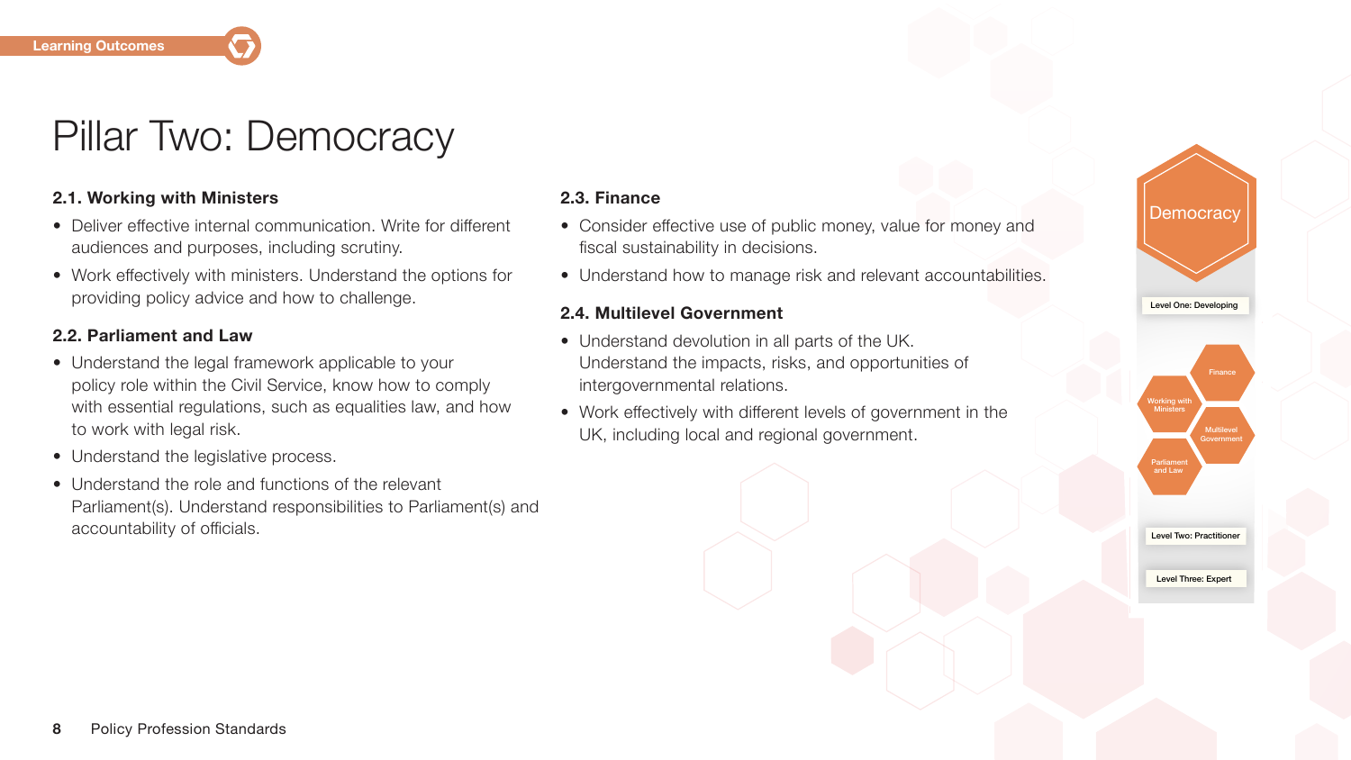Learning Outcomes

# Pillar Two: Democracy

### 2.1. Working with Ministers

- Deliver effective internal communication. Write for different audiences and purposes, including scrutiny.
- Work effectively with ministers. Understand the options for providing policy advice and how to challenge.

### 2.2. Parliament and Law

- Understand the legal framework applicable to your policy role within the Civil Service, know how to comply with essential regulations, such as equalities law, and how to work with legal risk.
- Understand the legislative process.
- Understand the role and functions of the relevant Parliament(s). Understand responsibilities to Parliament(s) and accountability of officials.

### 2.3. Finance

- Consider effective use of public money, value for money and fiscal sustainability in decisions.
- Understand how to manage risk and relevant accountabilities.

### 2.4. Multilevel Government

- Understand devolution in all parts of the UK. Understand the impacts, risks, and opportunities of intergovernmental relations.
- Work effectively with different levels of government in the UK, including local and regional government.

Democracy

Level One: Developing

Finance

Working with Ministers

Multilevel Government

Parliament and Law

Level Two: Practitioner

Level Three: Expert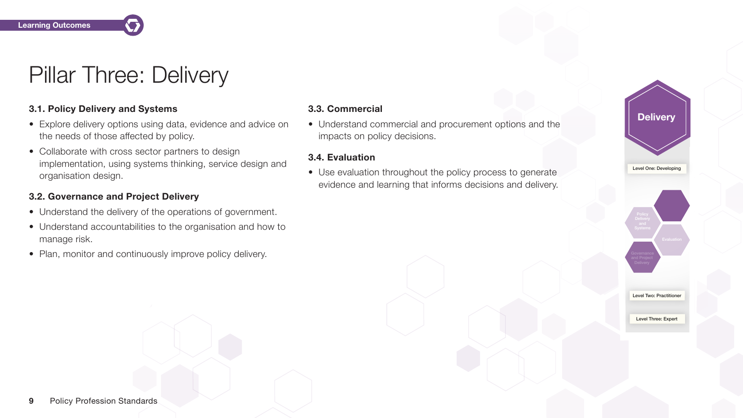# Pillar Three: Delivery

### 3.1. Policy Delivery and Systems

- Explore delivery options using data, evidence and advice on the needs of those affected by policy.
- Collaborate with cross sector partners to design implementation, using systems thinking, service design and organisation design.

### 3.2. Governance and Project Delivery

- Understand the delivery of the operations of government.
- Understand accountabilities to the organisation and how to manage risk.
- Plan, monitor and continuously improve policy delivery.

### 3.3. Commercial

- Understand commercial and procurement options and the impacts on policy decisions.

### 3.4. Evaluation

- Use evaluation throughout the policy process to generate evidence and learning that informs decisions and delivery.

Delivery

Level One: Developing

Policy Delivery and Systems

Evaluation

Governance and Project Delivery

Level Two: Practitioner

Level Three: Expert